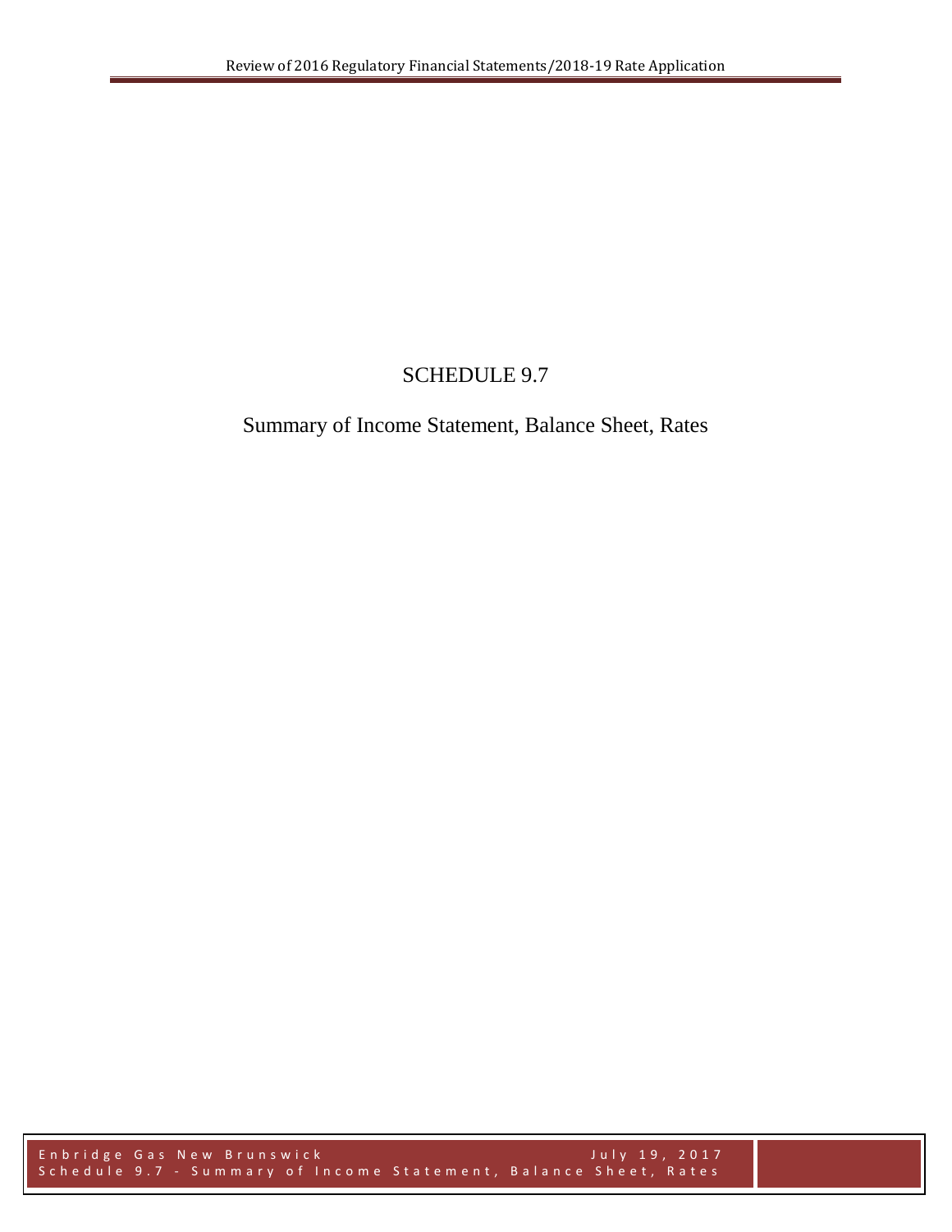# SCHEDULE 9.7

## Summary of Income Statement, Balance Sheet, Rates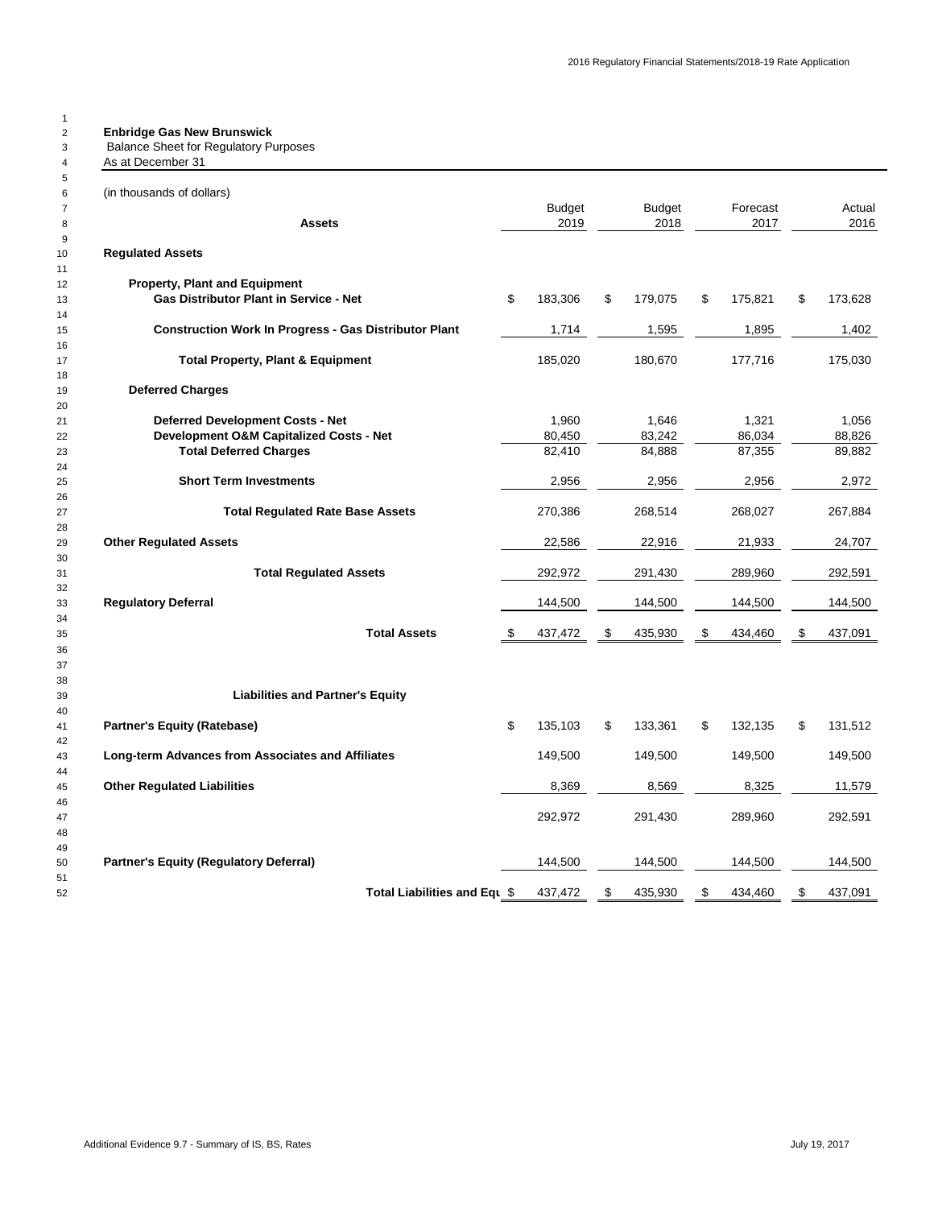**Enbridge Gas New Brunswick**
Balance Sheet for Regulatory Purposes
As at December 31

(in thousands of dollars)

| Assets | Budget 2019 | Budget 2018 | Forecast 2017 | Actual 2016 |
|---|---|---|---|---|
| **Regulated Assets** | | | | |
| **Property, Plant and Equipment** | | | | |
| **Gas Distributor Plant in Service - Net** | $ 183,306 | $ 179,075 | $ 175,821 | $ 173,628 |
| **Construction Work In Progress - Gas Distributor Plant** | 1,714 | 1,595 | 1,895 | 1,402 |
| **Total Property, Plant & Equipment** | 185,020 | 180,670 | 177,716 | 175,030 |
| **Deferred Charges** | | | | |
| **Deferred Development Costs - Net** | 1,960 | 1,646 | 1,321 | 1,056 |
| **Development O&M Capitalized Costs - Net** | 80,450 | 83,242 | 86,034 | 88,826 |
| **Total Deferred Charges** | 82,410 | 84,888 | 87,355 | 89,882 |
| **Short Term Investments** | 2,956 | 2,956 | 2,956 | 2,972 |
| **Total Regulated Rate Base Assets** | 270,386 | 268,514 | 268,027 | 267,884 |
| **Other Regulated Assets** | 22,586 | 22,916 | 21,933 | 24,707 |
| **Total Regulated Assets** | 292,972 | 291,430 | 289,960 | 292,591 |
| **Regulatory Deferral** | 144,500 | 144,500 | 144,500 | 144,500 |
| **Total Assets** | $ 437,472 | $ 435,930 | $ 434,460 | $ 437,091 |

| Liabilities and Partner's Equity | Budget 2019 | Budget 2018 | Forecast 2017 | Actual 2016 |
|---|---|---|---|---|
| **Partner's Equity (Ratebase)** | $ 135,103 | $ 133,361 | $ 132,135 | $ 131,512 |
| **Long-term Advances from Associates and Affiliates** | 149,500 | 149,500 | 149,500 | 149,500 |
| **Other Regulated Liabilities** | 8,369 | 8,569 | 8,325 | 11,579 |
| | 292,972 | 291,430 | 289,960 | 292,591 |
| **Partner's Equity (Regulatory Deferral)** | 144,500 | 144,500 | 144,500 | 144,500 |
| **Total Liabilities and Equ** | $ 437,472 | $ 435,930 | $ 434,460 | $ 437,091 |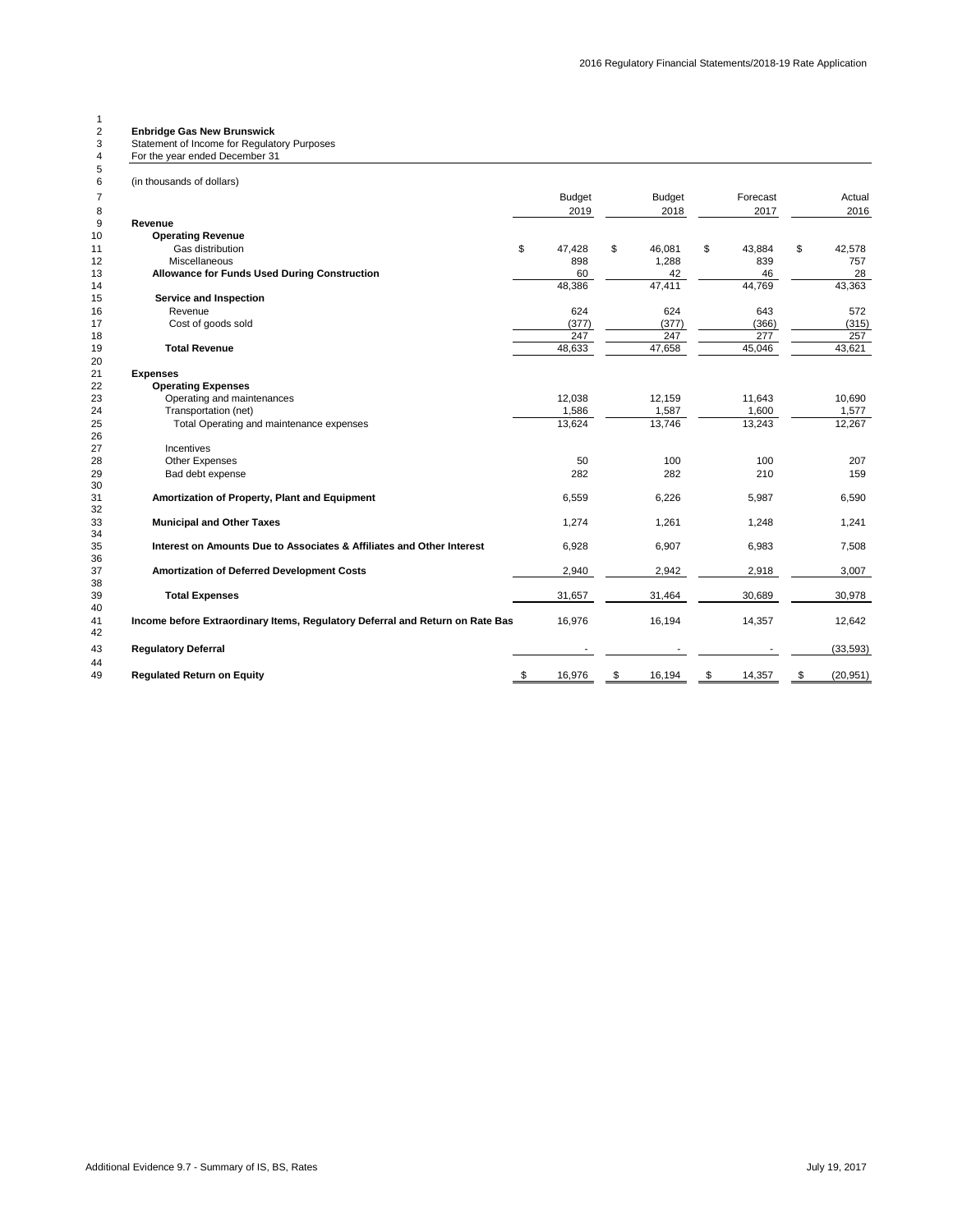**Enbridge Gas New Brunswick**
Statement of Income for Regulatory Purposes
For the year ended December 31

(in thousands of dollars)

| | Budget 2019 | Budget 2018 | Forecast 2017 | Actual 2016 |
|---|---|---|---|---|
| **Revenue** | | | | |
| **Operating Revenue** | | | | |
| Gas distribution | $ 47,428 | $ 46,081 | $ 43,884 | $ 42,578 |
| Miscellaneous | 898 | 1,288 | 839 | 757 |
| **Allowance for Funds Used During Construction** | 60 | 42 | 46 | 28 |
| | 48,386 | 47,411 | 44,769 | 43,363 |
| **Service and Inspection** | | | | |
| Revenue | 624 | 624 | 643 | 572 |
| Cost of goods sold | (377) | (377) | (366) | (315) |
| | 247 | 247 | 277 | 257 |
| **Total Revenue** | 48,633 | 47,658 | 45,046 | 43,621 |
| | | | | |
| **Expenses** | | | | |
| **Operating Expenses** | | | | |
| Operating and maintenances | 12,038 | 12,159 | 11,643 | 10,690 |
| Transportation (net) | 1,586 | 1,587 | 1,600 | 1,577 |
| Total Operating and maintenance expenses | 13,624 | 13,746 | 13,243 | 12,267 |
| | | | | |
| Incentives | | | | |
| Other Expenses | 50 | 100 | 100 | 207 |
| Bad debt expense | 282 | 282 | 210 | 159 |
| | | | | |
| **Amortization of Property, Plant and Equipment** | 6,559 | 6,226 | 5,987 | 6,590 |
| | | | | |
| **Municipal and Other Taxes** | 1,274 | 1,261 | 1,248 | 1,241 |
| | | | | |
| **Interest on Amounts Due to Associates & Affiliates and Other Interest** | 6,928 | 6,907 | 6,983 | 7,508 |
| | | | | |
| **Amortization of Deferred Development Costs** | 2,940 | 2,942 | 2,918 | 3,007 |
| | | | | |
| **Total Expenses** | 31,657 | 31,464 | 30,689 | 30,978 |
| | | | | |
| **Income before Extraordinary Items, Regulatory Deferral and Return on Rate Bas** | 16,976 | 16,194 | 14,357 | 12,642 |
| | | | | |
| **Regulatory Deferral** | - | - | - | (33,593) |
| | | | | |
| **Regulated Return on Equity** | $ 16,976 | $ 16,194 | $ 14,357 | $ (20,951) |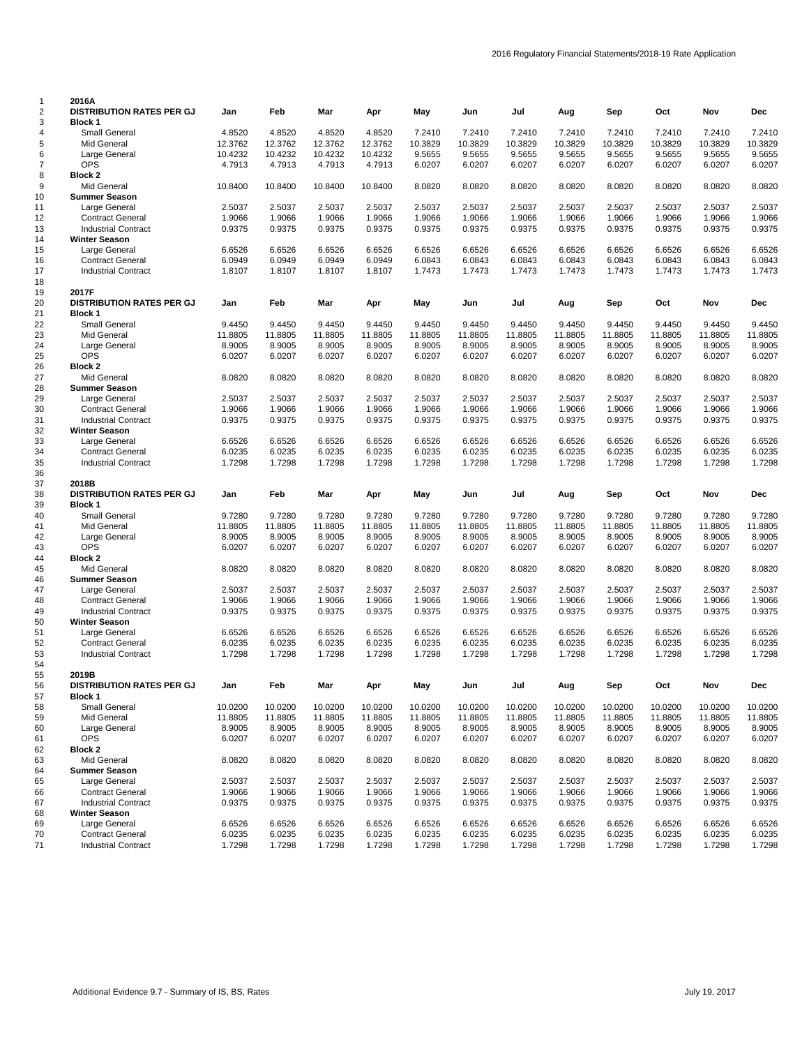| | | Jan | Feb | Mar | Apr | May | Jun | Jul | Aug | Sep | Oct | Nov | Dec |
|---|---|---|---|---|---|---|---|---|---|---|---|---|---|
| 1 | **2016A** | | | | | | | | | | | | |
| 2 | **DISTRIBUTION RATES PER GJ** | **Jan** | **Feb** | **Mar** | **Apr** | **May** | **Jun** | **Jul** | **Aug** | **Sep** | **Oct** | **Nov** | **Dec** |
| 3 | **Block 1** | | | | | | | | | | | | |
| 4 | Small General | 4.8520 | 4.8520 | 4.8520 | 4.8520 | 7.2410 | 7.2410 | 7.2410 | 7.2410 | 7.2410 | 7.2410 | 7.2410 | 7.2410 |
| 5 | Mid General | 12.3762 | 12.3762 | 12.3762 | 12.3762 | 10.3829 | 10.3829 | 10.3829 | 10.3829 | 10.3829 | 10.3829 | 10.3829 | 10.3829 |
| 6 | Large General | 10.4232 | 10.4232 | 10.4232 | 10.4232 | 9.5655 | 9.5655 | 9.5655 | 9.5655 | 9.5655 | 9.5655 | 9.5655 | 9.5655 |
| 7 | OPS | 4.7913 | 4.7913 | 4.7913 | 4.7913 | 6.0207 | 6.0207 | 6.0207 | 6.0207 | 6.0207 | 6.0207 | 6.0207 | 6.0207 |
| 8 | **Block 2** | | | | | | | | | | | | |
| 9 | Mid General | 10.8400 | 10.8400 | 10.8400 | 10.8400 | 8.0820 | 8.0820 | 8.0820 | 8.0820 | 8.0820 | 8.0820 | 8.0820 | 8.0820 |
| 10 | **Summer Season** | | | | | | | | | | | | |
| 11 | Large General | 2.5037 | 2.5037 | 2.5037 | 2.5037 | 2.5037 | 2.5037 | 2.5037 | 2.5037 | 2.5037 | 2.5037 | 2.5037 | 2.5037 |
| 12 | Contract General | 1.9066 | 1.9066 | 1.9066 | 1.9066 | 1.9066 | 1.9066 | 1.9066 | 1.9066 | 1.9066 | 1.9066 | 1.9066 | 1.9066 |
| 13 | Industrial Contract | 0.9375 | 0.9375 | 0.9375 | 0.9375 | 0.9375 | 0.9375 | 0.9375 | 0.9375 | 0.9375 | 0.9375 | 0.9375 | 0.9375 |
| 14 | **Winter Season** | | | | | | | | | | | | |
| 15 | Large General | 6.6526 | 6.6526 | 6.6526 | 6.6526 | 6.6526 | 6.6526 | 6.6526 | 6.6526 | 6.6526 | 6.6526 | 6.6526 | 6.6526 |
| 16 | Contract General | 6.0949 | 6.0949 | 6.0949 | 6.0949 | 6.0843 | 6.0843 | 6.0843 | 6.0843 | 6.0843 | 6.0843 | 6.0843 | 6.0843 |
| 17 | Industrial Contract | 1.8107 | 1.8107 | 1.8107 | 1.8107 | 1.7473 | 1.7473 | 1.7473 | 1.7473 | 1.7473 | 1.7473 | 1.7473 | 1.7473 |
| 18 | | | | | | | | | | | | | |
| 19 | **2017F** | | | | | | | | | | | | |
| 20 | **DISTRIBUTION RATES PER GJ** | **Jan** | **Feb** | **Mar** | **Apr** | **May** | **Jun** | **Jul** | **Aug** | **Sep** | **Oct** | **Nov** | **Dec** |
| 21 | **Block 1** | | | | | | | | | | | | |
| 22 | Small General | 9.4450 | 9.4450 | 9.4450 | 9.4450 | 9.4450 | 9.4450 | 9.4450 | 9.4450 | 9.4450 | 9.4450 | 9.4450 | 9.4450 |
| 23 | Mid General | 11.8805 | 11.8805 | 11.8805 | 11.8805 | 11.8805 | 11.8805 | 11.8805 | 11.8805 | 11.8805 | 11.8805 | 11.8805 | 11.8805 |
| 24 | Large General | 8.9005 | 8.9005 | 8.9005 | 8.9005 | 8.9005 | 8.9005 | 8.9005 | 8.9005 | 8.9005 | 8.9005 | 8.9005 | 8.9005 |
| 25 | OPS | 6.0207 | 6.0207 | 6.0207 | 6.0207 | 6.0207 | 6.0207 | 6.0207 | 6.0207 | 6.0207 | 6.0207 | 6.0207 | 6.0207 |
| 26 | **Block 2** | | | | | | | | | | | | |
| 27 | Mid General | 8.0820 | 8.0820 | 8.0820 | 8.0820 | 8.0820 | 8.0820 | 8.0820 | 8.0820 | 8.0820 | 8.0820 | 8.0820 | 8.0820 |
| 28 | **Summer Season** | | | | | | | | | | | | |
| 29 | Large General | 2.5037 | 2.5037 | 2.5037 | 2.5037 | 2.5037 | 2.5037 | 2.5037 | 2.5037 | 2.5037 | 2.5037 | 2.5037 | 2.5037 |
| 30 | Contract General | 1.9066 | 1.9066 | 1.9066 | 1.9066 | 1.9066 | 1.9066 | 1.9066 | 1.9066 | 1.9066 | 1.9066 | 1.9066 | 1.9066 |
| 31 | Industrial Contract | 0.9375 | 0.9375 | 0.9375 | 0.9375 | 0.9375 | 0.9375 | 0.9375 | 0.9375 | 0.9375 | 0.9375 | 0.9375 | 0.9375 |
| 32 | **Winter Season** | | | | | | | | | | | | |
| 33 | Large General | 6.6526 | 6.6526 | 6.6526 | 6.6526 | 6.6526 | 6.6526 | 6.6526 | 6.6526 | 6.6526 | 6.6526 | 6.6526 | 6.6526 |
| 34 | Contract General | 6.0235 | 6.0235 | 6.0235 | 6.0235 | 6.0235 | 6.0235 | 6.0235 | 6.0235 | 6.0235 | 6.0235 | 6.0235 | 6.0235 |
| 35 | Industrial Contract | 1.7298 | 1.7298 | 1.7298 | 1.7298 | 1.7298 | 1.7298 | 1.7298 | 1.7298 | 1.7298 | 1.7298 | 1.7298 | 1.7298 |
| 36 | | | | | | | | | | | | | |
| 37 | **2018B** | | | | | | | | | | | | |
| 38 | **DISTRIBUTION RATES PER GJ** | **Jan** | **Feb** | **Mar** | **Apr** | **May** | **Jun** | **Jul** | **Aug** | **Sep** | **Oct** | **Nov** | **Dec** |
| 39 | **Block 1** | | | | | | | | | | | | |
| 40 | Small General | 9.7280 | 9.7280 | 9.7280 | 9.7280 | 9.7280 | 9.7280 | 9.7280 | 9.7280 | 9.7280 | 9.7280 | 9.7280 | 9.7280 |
| 41 | Mid General | 11.8805 | 11.8805 | 11.8805 | 11.8805 | 11.8805 | 11.8805 | 11.8805 | 11.8805 | 11.8805 | 11.8805 | 11.8805 | 11.8805 |
| 42 | Large General | 8.9005 | 8.9005 | 8.9005 | 8.9005 | 8.9005 | 8.9005 | 8.9005 | 8.9005 | 8.9005 | 8.9005 | 8.9005 | 8.9005 |
| 43 | OPS | 6.0207 | 6.0207 | 6.0207 | 6.0207 | 6.0207 | 6.0207 | 6.0207 | 6.0207 | 6.0207 | 6.0207 | 6.0207 | 6.0207 |
| 44 | **Block 2** | | | | | | | | | | | | |
| 45 | Mid General | 8.0820 | 8.0820 | 8.0820 | 8.0820 | 8.0820 | 8.0820 | 8.0820 | 8.0820 | 8.0820 | 8.0820 | 8.0820 | 8.0820 |
| 46 | **Summer Season** | | | | | | | | | | | | |
| 47 | Large General | 2.5037 | 2.5037 | 2.5037 | 2.5037 | 2.5037 | 2.5037 | 2.5037 | 2.5037 | 2.5037 | 2.5037 | 2.5037 | 2.5037 |
| 48 | Contract General | 1.9066 | 1.9066 | 1.9066 | 1.9066 | 1.9066 | 1.9066 | 1.9066 | 1.9066 | 1.9066 | 1.9066 | 1.9066 | 1.9066 |
| 49 | Industrial Contract | 0.9375 | 0.9375 | 0.9375 | 0.9375 | 0.9375 | 0.9375 | 0.9375 | 0.9375 | 0.9375 | 0.9375 | 0.9375 | 0.9375 |
| 50 | **Winter Season** | | | | | | | | | | | | |
| 51 | Large General | 6.6526 | 6.6526 | 6.6526 | 6.6526 | 6.6526 | 6.6526 | 6.6526 | 6.6526 | 6.6526 | 6.6526 | 6.6526 | 6.6526 |
| 52 | Contract General | 6.0235 | 6.0235 | 6.0235 | 6.0235 | 6.0235 | 6.0235 | 6.0235 | 6.0235 | 6.0235 | 6.0235 | 6.0235 | 6.0235 |
| 53 | Industrial Contract | 1.7298 | 1.7298 | 1.7298 | 1.7298 | 1.7298 | 1.7298 | 1.7298 | 1.7298 | 1.7298 | 1.7298 | 1.7298 | 1.7298 |
| 54 | | | | | | | | | | | | | |
| 55 | **2019B** | | | | | | | | | | | | |
| 56 | **DISTRIBUTION RATES PER GJ** | **Jan** | **Feb** | **Mar** | **Apr** | **May** | **Jun** | **Jul** | **Aug** | **Sep** | **Oct** | **Nov** | **Dec** |
| 57 | **Block 1** | | | | | | | | | | | | |
| 58 | Small General | 10.0200 | 10.0200 | 10.0200 | 10.0200 | 10.0200 | 10.0200 | 10.0200 | 10.0200 | 10.0200 | 10.0200 | 10.0200 | 10.0200 |
| 59 | Mid General | 11.8805 | 11.8805 | 11.8805 | 11.8805 | 11.8805 | 11.8805 | 11.8805 | 11.8805 | 11.8805 | 11.8805 | 11.8805 | 11.8805 |
| 60 | Large General | 8.9005 | 8.9005 | 8.9005 | 8.9005 | 8.9005 | 8.9005 | 8.9005 | 8.9005 | 8.9005 | 8.9005 | 8.9005 | 8.9005 |
| 61 | OPS | 6.0207 | 6.0207 | 6.0207 | 6.0207 | 6.0207 | 6.0207 | 6.0207 | 6.0207 | 6.0207 | 6.0207 | 6.0207 | 6.0207 |
| 62 | **Block 2** | | | | | | | | | | | | |
| 63 | Mid General | 8.0820 | 8.0820 | 8.0820 | 8.0820 | 8.0820 | 8.0820 | 8.0820 | 8.0820 | 8.0820 | 8.0820 | 8.0820 | 8.0820 |
| 64 | **Summer Season** | | | | | | | | | | | | |
| 65 | Large General | 2.5037 | 2.5037 | 2.5037 | 2.5037 | 2.5037 | 2.5037 | 2.5037 | 2.5037 | 2.5037 | 2.5037 | 2.5037 | 2.5037 |
| 66 | Contract General | 1.9066 | 1.9066 | 1.9066 | 1.9066 | 1.9066 | 1.9066 | 1.9066 | 1.9066 | 1.9066 | 1.9066 | 1.9066 | 1.9066 |
| 67 | Industrial Contract | 0.9375 | 0.9375 | 0.9375 | 0.9375 | 0.9375 | 0.9375 | 0.9375 | 0.9375 | 0.9375 | 0.9375 | 0.9375 | 0.9375 |
| 68 | **Winter Season** | | | | | | | | | | | | |
| 69 | Large General | 6.6526 | 6.6526 | 6.6526 | 6.6526 | 6.6526 | 6.6526 | 6.6526 | 6.6526 | 6.6526 | 6.6526 | 6.6526 | 6.6526 |
| 70 | Contract General | 6.0235 | 6.0235 | 6.0235 | 6.0235 | 6.0235 | 6.0235 | 6.0235 | 6.0235 | 6.0235 | 6.0235 | 6.0235 | 6.0235 |
| 71 | Industrial Contract | 1.7298 | 1.7298 | 1.7298 | 1.7298 | 1.7298 | 1.7298 | 1.7298 | 1.7298 | 1.7298 | 1.7298 | 1.7298 | 1.7298 |